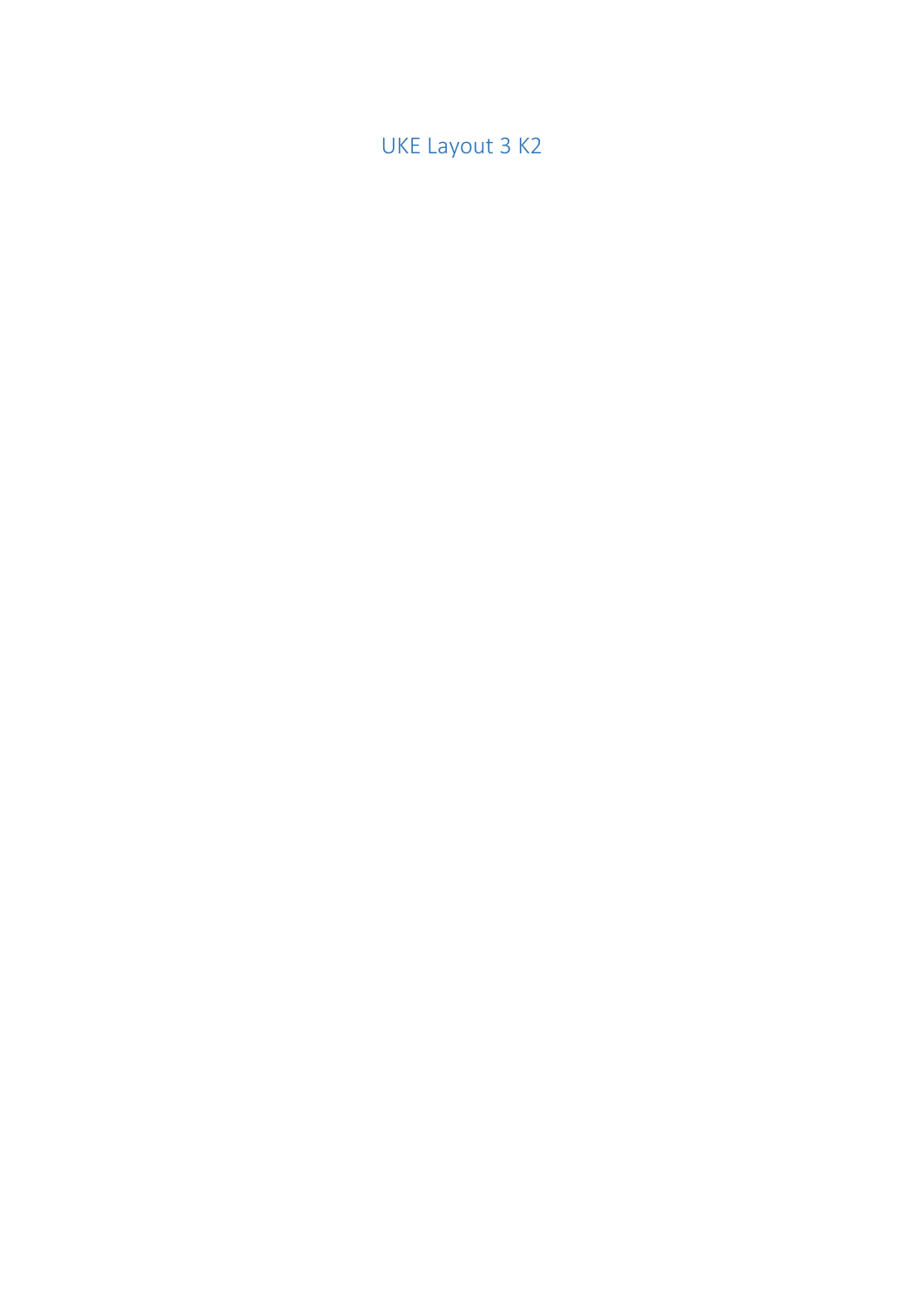# UKE Layout 3 K2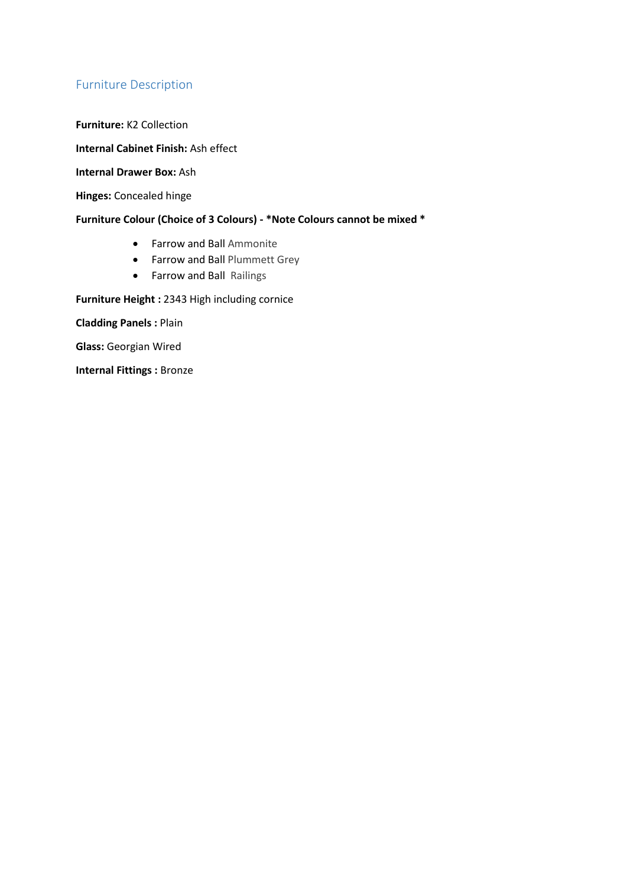## Furniture Description

**Furniture:** K2 Collection

**Internal Cabinet Finish:** Ash effect

**Internal Drawer Box:** Ash

**Hinges:** Concealed hinge

**Furniture Colour (Choice of 3 Colours) - *Note Colours cannot be mixed ***

- Farrow and Ball Ammonite
- Farrow and Ball Plummett Grey
- Farrow and Ball Railings

**Furniture Height :** 2343 High including cornice

**Cladding Panels :** Plain

**Glass:** Georgian Wired

**Internal Fittings :** Bronze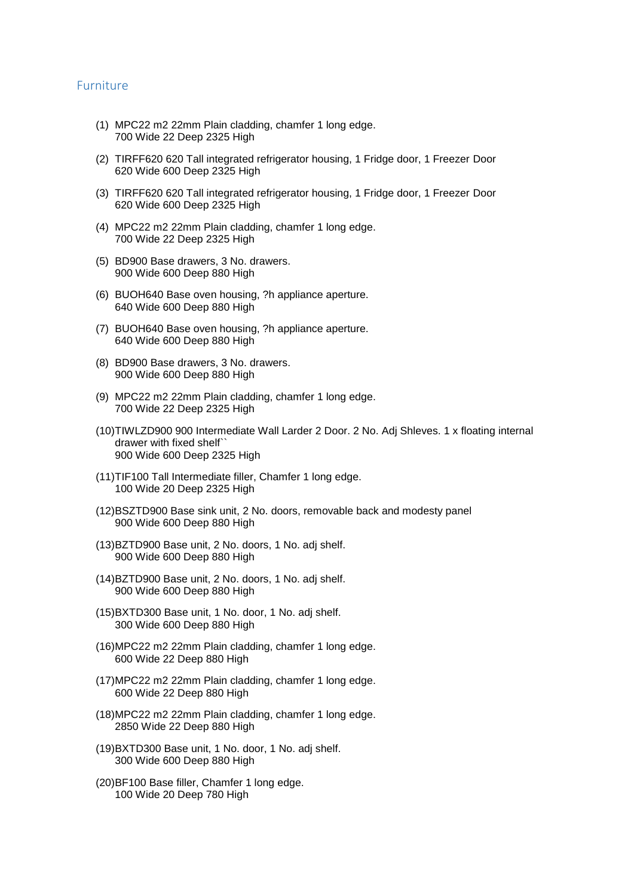## Furniture

(1) MPC22 m2 22mm Plain cladding, chamfer 1 long edge.
700 Wide 22 Deep 2325 High

(2) TIRFF620 620 Tall integrated refrigerator housing, 1 Fridge door, 1 Freezer Door
620 Wide 600 Deep 2325 High

(3) TIRFF620 620 Tall integrated refrigerator housing, 1 Fridge door, 1 Freezer Door
620 Wide 600 Deep 2325 High

(4) MPC22 m2 22mm Plain cladding, chamfer 1 long edge.
700 Wide 22 Deep 2325 High

(5) BD900 Base drawers, 3 No. drawers.
900 Wide 600 Deep 880 High

(6) BUOH640 Base oven housing, ?h appliance aperture.
640 Wide 600 Deep 880 High

(7) BUOH640 Base oven housing, ?h appliance aperture.
640 Wide 600 Deep 880 High

(8) BD900 Base drawers, 3 No. drawers.
900 Wide 600 Deep 880 High

(9) MPC22 m2 22mm Plain cladding, chamfer 1 long edge.
700 Wide 22 Deep 2325 High

(10) TIWLZD900 900 Intermediate Wall Larder 2 Door. 2 No. Adj Shleves. 1 x floating internal drawer with fixed shelf``
900 Wide 600 Deep 2325 High

(11) TIF100 Tall Intermediate filler, Chamfer 1 long edge.
100 Wide 20 Deep 2325 High

(12) BSZTD900 Base sink unit, 2 No. doors, removable back and modesty panel
900 Wide 600 Deep 880 High

(13) BZTD900 Base unit, 2 No. doors, 1 No. adj shelf.
900 Wide 600 Deep 880 High

(14) BZTD900 Base unit, 2 No. doors, 1 No. adj shelf.
900 Wide 600 Deep 880 High

(15) BXTD300 Base unit, 1 No. door, 1 No. adj shelf.
300 Wide 600 Deep 880 High

(16) MPC22 m2 22mm Plain cladding, chamfer 1 long edge.
600 Wide 22 Deep 880 High

(17) MPC22 m2 22mm Plain cladding, chamfer 1 long edge.
600 Wide 22 Deep 880 High

(18) MPC22 m2 22mm Plain cladding, chamfer 1 long edge.
2850 Wide 22 Deep 880 High

(19) BXTD300 Base unit, 1 No. door, 1 No. adj shelf.
300 Wide 600 Deep 880 High

(20) BF100 Base filler, Chamfer 1 long edge.
100 Wide 20 Deep 780 High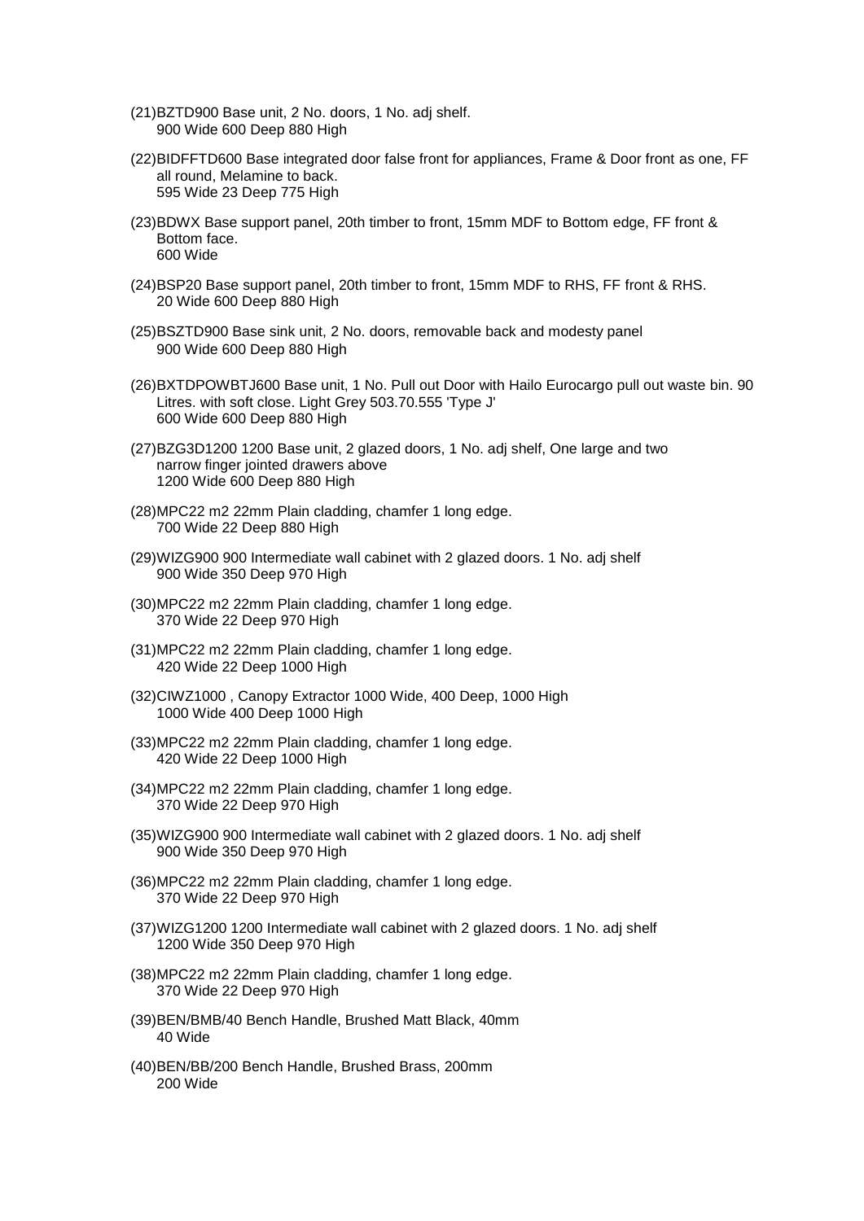(21)BZTD900 Base unit, 2 No. doors, 1 No. adj shelf.
900 Wide 600 Deep 880 High

(22)BIDFFTD600 Base integrated door false front for appliances, Frame & Door front as one, FF all round, Melamine to back.
595 Wide 23 Deep 775 High

(23)BDWX Base support panel, 20th timber to front, 15mm MDF to Bottom edge, FF front & Bottom face.
600 Wide

(24)BSP20 Base support panel, 20th timber to front, 15mm MDF to RHS, FF front & RHS.
20 Wide 600 Deep 880 High

(25)BSZTD900 Base sink unit, 2 No. doors, removable back and modesty panel
900 Wide 600 Deep 880 High

(26)BXTDPOWBTJ600 Base unit, 1 No. Pull out Door with Hailo Eurocargo pull out waste bin. 90 Litres. with soft close. Light Grey 503.70.555 'Type J'
600 Wide 600 Deep 880 High

(27)BZG3D1200 1200 Base unit, 2 glazed doors, 1 No. adj shelf, One large and two narrow finger jointed drawers above
1200 Wide 600 Deep 880 High

(28)MPC22 m2 22mm Plain cladding, chamfer 1 long edge.
700 Wide 22 Deep 880 High

(29)WIZG900 900 Intermediate wall cabinet with 2 glazed doors. 1 No. adj shelf
900 Wide 350 Deep 970 High

(30)MPC22 m2 22mm Plain cladding, chamfer 1 long edge.
370 Wide 22 Deep 970 High

(31)MPC22 m2 22mm Plain cladding, chamfer 1 long edge.
420 Wide 22 Deep 1000 High

(32)CIWZ1000 , Canopy Extractor 1000 Wide, 400 Deep, 1000 High
1000 Wide 400 Deep 1000 High

(33)MPC22 m2 22mm Plain cladding, chamfer 1 long edge.
420 Wide 22 Deep 1000 High

(34)MPC22 m2 22mm Plain cladding, chamfer 1 long edge.
370 Wide 22 Deep 970 High

(35)WIZG900 900 Intermediate wall cabinet with 2 glazed doors. 1 No. adj shelf
900 Wide 350 Deep 970 High

(36)MPC22 m2 22mm Plain cladding, chamfer 1 long edge.
370 Wide 22 Deep 970 High

(37)WIZG1200 1200 Intermediate wall cabinet with 2 glazed doors. 1 No. adj shelf
1200 Wide 350 Deep 970 High

(38)MPC22 m2 22mm Plain cladding, chamfer 1 long edge.
370 Wide 22 Deep 970 High

(39)BEN/BMB/40 Bench Handle, Brushed Matt Black, 40mm
40 Wide

(40)BEN/BB/200 Bench Handle, Brushed Brass, 200mm
200 Wide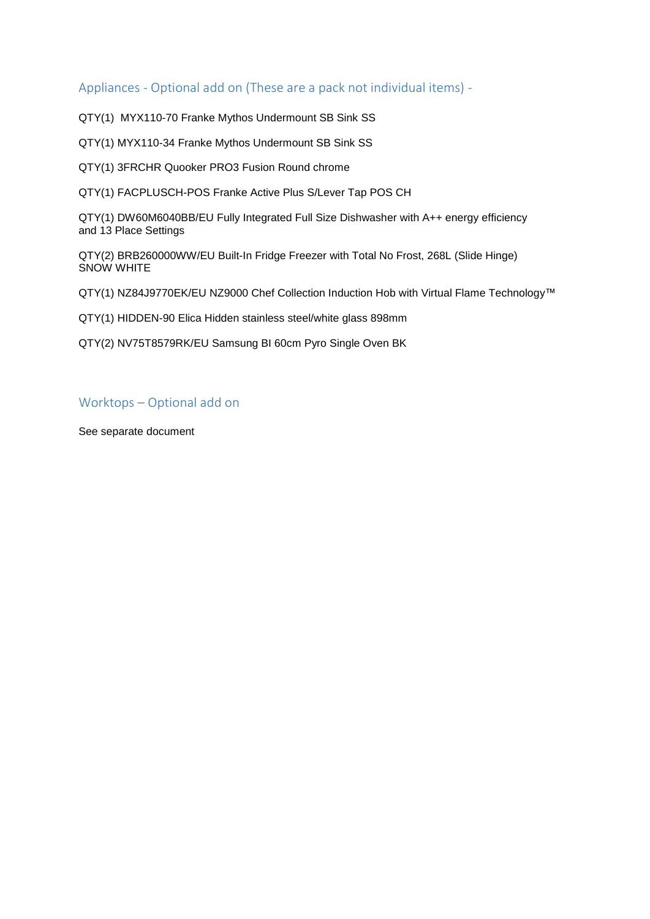## Appliances - Optional add on (These are a pack not individual items) -

QTY(1)  MYX110-70 Franke Mythos Undermount SB Sink SS

QTY(1) MYX110-34 Franke Mythos Undermount SB Sink SS

QTY(1) 3FRCHR Quooker PRO3 Fusion Round chrome

QTY(1) FACPLUSCH-POS Franke Active Plus S/Lever Tap POS CH

QTY(1) DW60M6040BB/EU Fully Integrated Full Size Dishwasher with A++ energy efficiency and 13 Place Settings

QTY(2) BRB260000WW/EU Built-In Fridge Freezer with Total No Frost, 268L (Slide Hinge) SNOW WHITE

QTY(1) NZ84J9770EK/EU NZ9000 Chef Collection Induction Hob with Virtual Flame Technology™

QTY(1) HIDDEN-90 Elica Hidden stainless steel/white glass 898mm

QTY(2) NV75T8579RK/EU Samsung BI 60cm Pyro Single Oven BK

## Worktops – Optional add on

See separate document